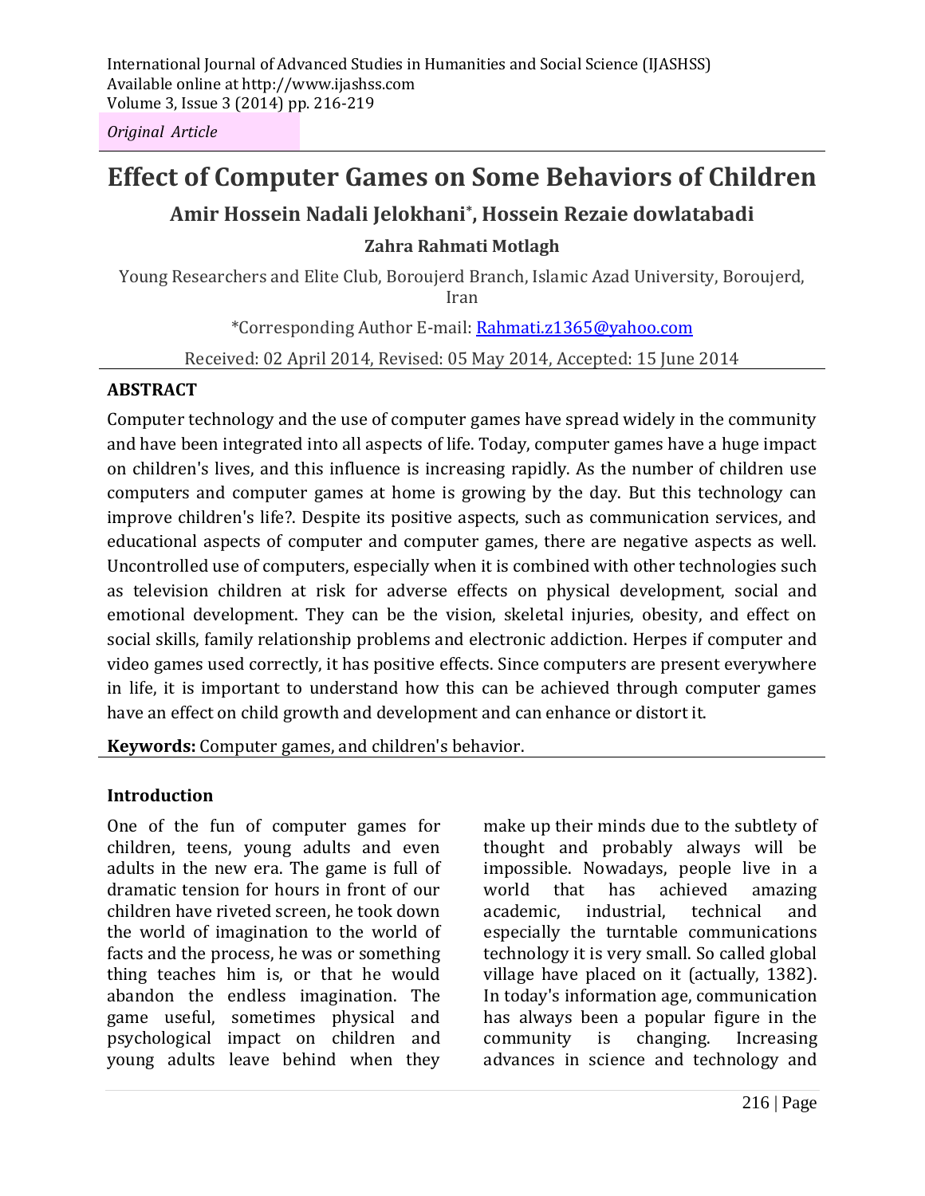International Journal of Advanced Studies in Humanities and Social Science (IJASHSS)
Available online at http://www.ijashss.com
Volume 3, Issue 3 (2014) pp. 216-219

*Original Article*

# Effect of Computer Games on Some Behaviors of Children

## Amir Hossein Nadali Jelokhani*, Hossein Rezaie dowlatabadi

### Zahra Rahmati Motlagh

Young Researchers and Elite Club, Boroujerd Branch, Islamic Azad University, Boroujerd, Iran

*Corresponding Author E-mail: Rahmati.z1365@yahoo.com

Received: 02 April 2014, Revised: 05 May 2014, Accepted: 15 June 2014

**ABSTRACT**

Computer technology and the use of computer games have spread widely in the community and have been integrated into all aspects of life. Today, computer games have a huge impact on children's lives, and this influence is increasing rapidly. As the number of children use computers and computer games at home is growing by the day. But this technology can improve children's life?. Despite its positive aspects, such as communication services, and educational aspects of computer and computer games, there are negative aspects as well. Uncontrolled use of computers, especially when it is combined with other technologies such as television children at risk for adverse effects on physical development, social and emotional development. They can be the vision, skeletal injuries, obesity, and effect on social skills, family relationship problems and electronic addiction. Herpes if computer and video games used correctly, it has positive effects. Since computers are present everywhere in life, it is important to understand how this can be achieved through computer games have an effect on child growth and development and can enhance or distort it.

**Keywords:** Computer games, and children's behavior.

## Introduction

One of the fun of computer games for children, teens, young adults and even adults in the new era. The game is full of dramatic tension for hours in front of our children have riveted screen, he took down the world of imagination to the world of facts and the process, he was or something thing teaches him is, or that he would abandon the endless imagination. The game useful, sometimes physical and psychological impact on children and young adults leave behind when they make up their minds due to the subtlety of thought and probably always will be impossible. Nowadays, people live in a world that has achieved amazing academic, industrial, technical and especially the turntable communications technology it is very small. So called global village have placed on it (actually, 1382). In today's information age, communication has always been a popular figure in the community is changing. Increasing advances in science and technology and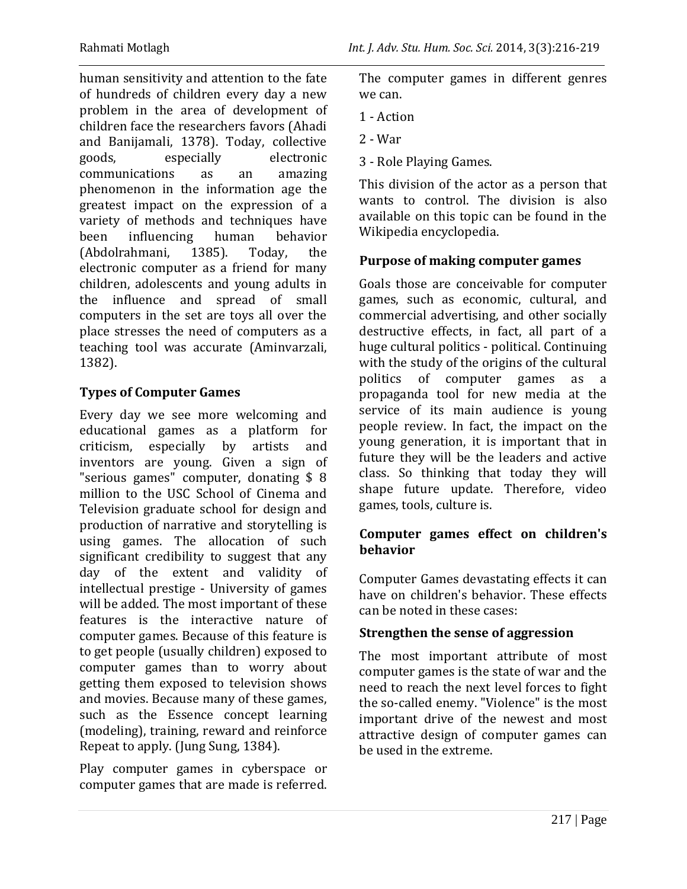human sensitivity and attention to the fate of hundreds of children every day a new problem in the area of development of children face the researchers favors (Ahadi and Banijamali, 1378). Today, collective goods, especially electronic communications as an amazing phenomenon in the information age the greatest impact on the expression of a variety of methods and techniques have been influencing human behavior (Abdolrahmani, 1385). Today, the electronic computer as a friend for many children, adolescents and young adults in the influence and spread of small computers in the set are toys all over the place stresses the need of computers as a teaching tool was accurate (Aminvarzali, 1382).

## Types of Computer Games

Every day we see more welcoming and educational games as a platform for criticism, especially by artists and inventors are young. Given a sign of "serious games" computer, donating $ 8 million to the USC School of Cinema and Television graduate school for design and production of narrative and storytelling is using games. The allocation of such significant credibility to suggest that any day of the extent and validity of intellectual prestige - University of games will be added. The most important of these features is the interactive nature of computer games. Because of this feature is to get people (usually children) exposed to computer games than to worry about getting them exposed to television shows and movies. Because many of these games, such as the Essence concept learning (modeling), training, reward and reinforce Repeat to apply. (Jung Sung, 1384).

Play computer games in cyberspace or computer games that are made is referred. The computer games in different genres we can.

1 - Action

2 - War

3 - Role Playing Games.

This division of the actor as a person that wants to control. The division is also available on this topic can be found in the Wikipedia encyclopedia.

## Purpose of making computer games

Goals those are conceivable for computer games, such as economic, cultural, and commercial advertising, and other socially destructive effects, in fact, all part of a huge cultural politics - political. Continuing with the study of the origins of the cultural politics of computer games as a propaganda tool for new media at the service of its main audience is young people review. In fact, the impact on the young generation, it is important that in future they will be the leaders and active class. So thinking that today they will shape future update. Therefore, video games, tools, culture is.

## Computer games effect on children's behavior

Computer Games devastating effects it can have on children's behavior. These effects can be noted in these cases:

### Strengthen the sense of aggression

The most important attribute of most computer games is the state of war and the need to reach the next level forces to fight the so-called enemy. "Violence" is the most important drive of the newest and most attractive design of computer games can be used in the extreme.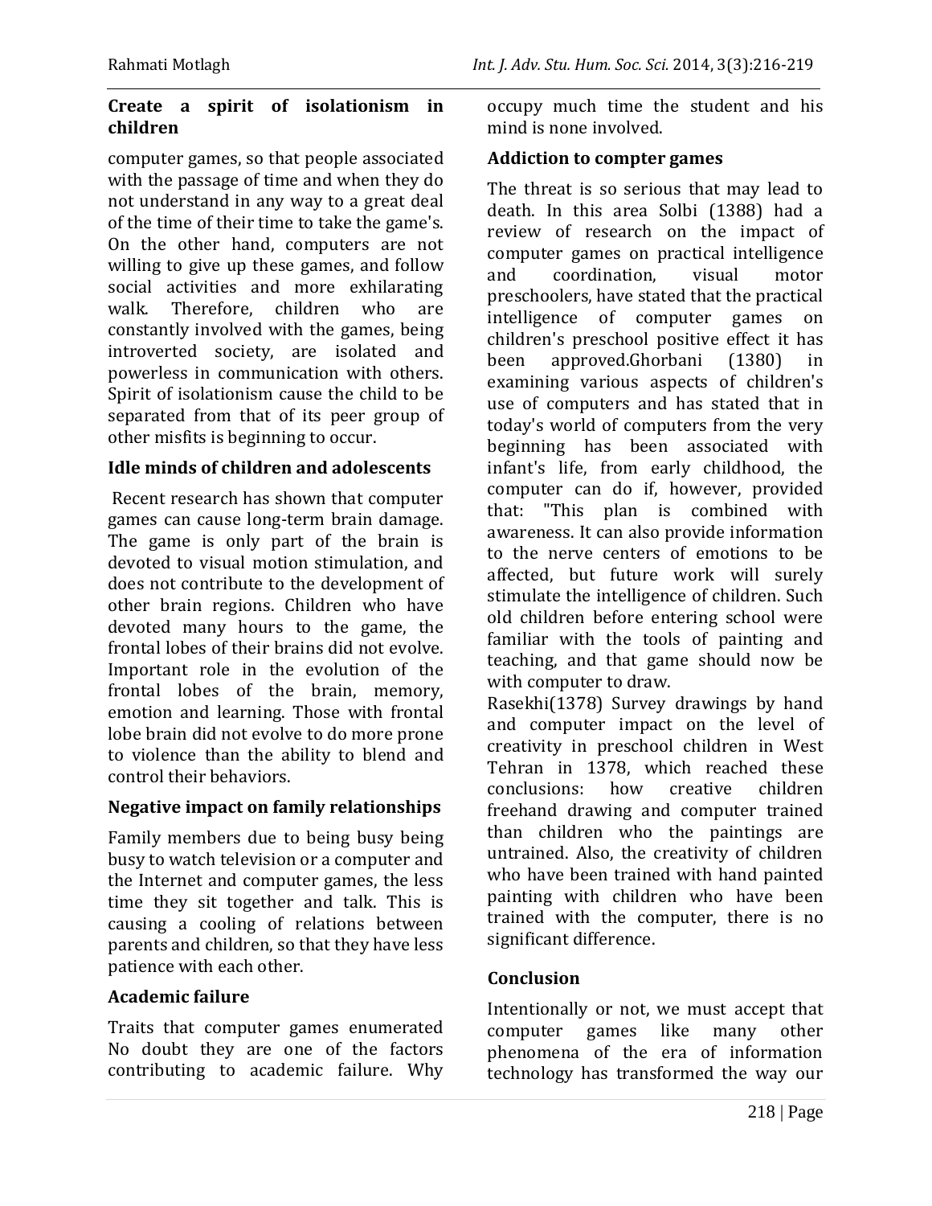### Create a spirit of isolationism in children

computer games, so that people associated with the passage of time and when they do not understand in any way to a great deal of the time of their time to take the game's. On the other hand, computers are not willing to give up these games, and follow social activities and more exhilarating walk. Therefore, children who are constantly involved with the games, being introverted society, are isolated and powerless in communication with others. Spirit of isolationism cause the child to be separated from that of its peer group of other misfits is beginning to occur.

### Idle minds of children and adolescents

Recent research has shown that computer games can cause long-term brain damage. The game is only part of the brain is devoted to visual motion stimulation, and does not contribute to the development of other brain regions. Children who have devoted many hours to the game, the frontal lobes of their brains did not evolve. Important role in the evolution of the frontal lobes of the brain, memory, emotion and learning. Those with frontal lobe brain did not evolve to do more prone to violence than the ability to blend and control their behaviors.

### Negative impact on family relationships

Family members due to being busy being busy to watch television or a computer and the Internet and computer games, the less time they sit together and talk. This is causing a cooling of relations between parents and children, so that they have less patience with each other.

### Academic failure

Traits that computer games enumerated No doubt they are one of the factors contributing to academic failure. Why occupy much time the student and his mind is none involved.

### Addiction to compter games

The threat is so serious that may lead to death. In this area Solbi (1388) had a review of research on the impact of computer games on practical intelligence and coordination, visual motor preschoolers, have stated that the practical intelligence of computer games on children's preschool positive effect it has been approved.Ghorbani (1380) in examining various aspects of children's use of computers and has stated that in today's world of computers from the very beginning has been associated with infant's life, from early childhood, the computer can do if, however, provided that: "This plan is combined with awareness. It can also provide information to the nerve centers of emotions to be affected, but future work will surely stimulate the intelligence of children. Such old children before entering school were familiar with the tools of painting and teaching, and that game should now be with computer to draw.

Rasekhi(1378) Survey drawings by hand and computer impact on the level of creativity in preschool children in West Tehran in 1378, which reached these conclusions: how creative children freehand drawing and computer trained than children who the paintings are untrained. Also, the creativity of children who have been trained with hand painted painting with children who have been trained with the computer, there is no significant difference.

### Conclusion

Intentionally or not, we must accept that computer games like many other phenomena of the era of information technology has transformed the way our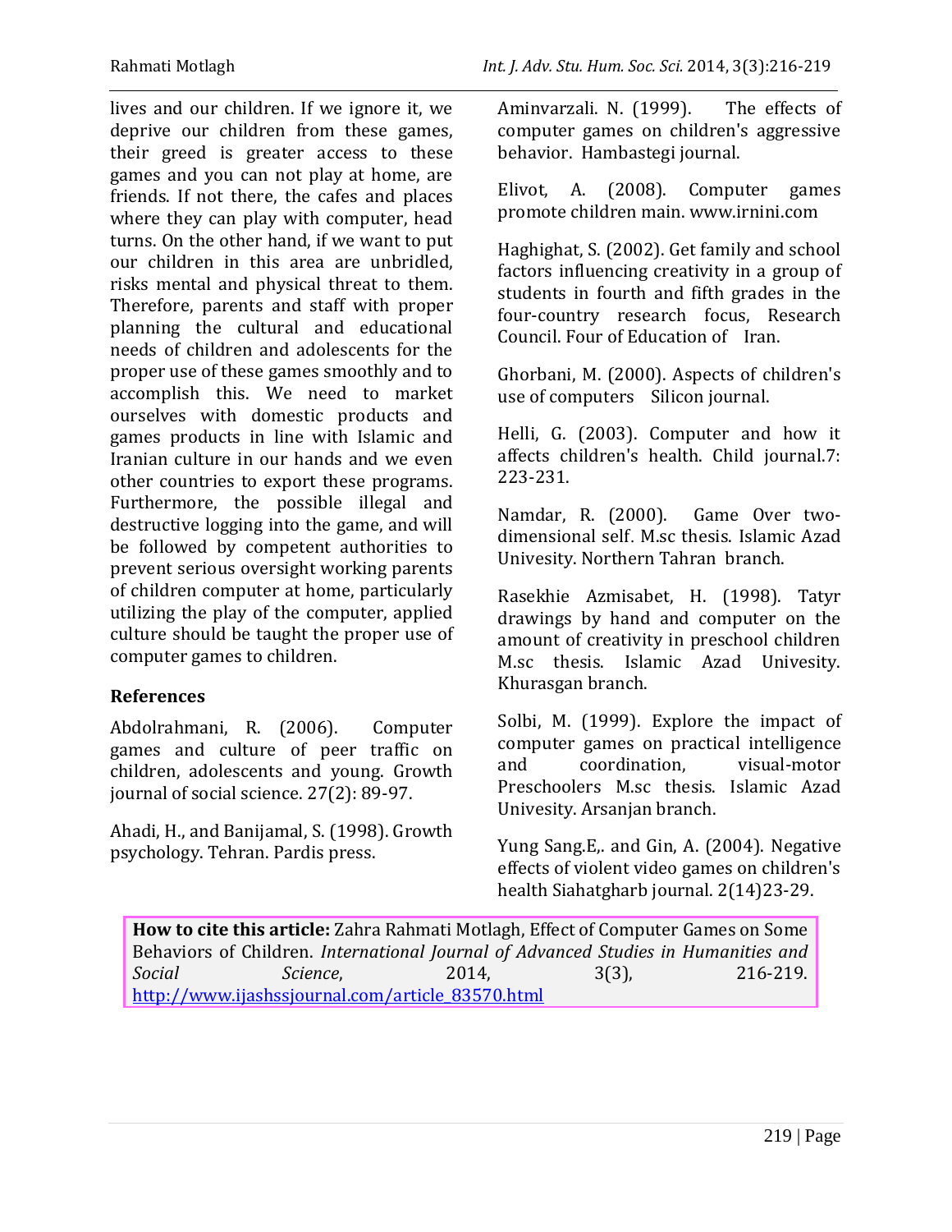lives and our children. If we ignore it, we deprive our children from these games, their greed is greater access to these games and you can not play at home, are friends. If not there, the cafes and places where they can play with computer, head turns. On the other hand, if we want to put our children in this area are unbridled, risks mental and physical threat to them. Therefore, parents and staff with proper planning the cultural and educational needs of children and adolescents for the proper use of these games smoothly and to accomplish this. We need to market ourselves with domestic products and games products in line with Islamic and Iranian culture in our hands and we even other countries to export these programs. Furthermore, the possible illegal and destructive logging into the game, and will be followed by competent authorities to prevent serious oversight working parents of children computer at home, particularly utilizing the play of the computer, applied culture should be taught the proper use of computer games to children.

## References

Abdolrahmani, R. (2006). Computer games and culture of peer traffic on children, adolescents and young. Growth journal of social science. 27(2): 89-97.

Ahadi, H., and Banijamal, S. (1998). Growth psychology. Tehran. Pardis press.

Aminvarzali. N. (1999). The effects of computer games on children's aggressive behavior. Hambastegi journal.

Elivot, A. (2008). Computer games promote children main. www.irnini.com

Haghighat, S. (2002). Get family and school factors influencing creativity in a group of students in fourth and fifth grades in the four-country research focus, Research Council. Four of Education of Iran.

Ghorbani, M. (2000). Aspects of children's use of computers Silicon journal.

Helli, G. (2003). Computer and how it affects children's health. Child journal.7: 223-231.

Namdar, R. (2000). Game Over two-dimensional self. M.sc thesis. Islamic Azad Univesity. Northern Tahran branch.

Rasekhie Azmisabet, H. (1998). Tatyr drawings by hand and computer on the amount of creativity in preschool children M.sc thesis. Islamic Azad Univesity. Khurasgan branch.

Solbi, M. (1999). Explore the impact of computer games on practical intelligence and coordination, visual-motor Preschoolers M.sc thesis. Islamic Azad Univesity. Arsanjan branch.

Yung Sang.E,. and Gin, A. (2004). Negative effects of violent video games on children's health Siahatgharb journal. 2(14)23-29.

**How to cite this article:** Zahra Rahmati Motlagh, Effect of Computer Games on Some Behaviors of Children. *International Journal of Advanced Studies in Humanities and Social Science*, 2014, 3(3), 216-219. http://www.ijashssjournal.com/article_83570.html